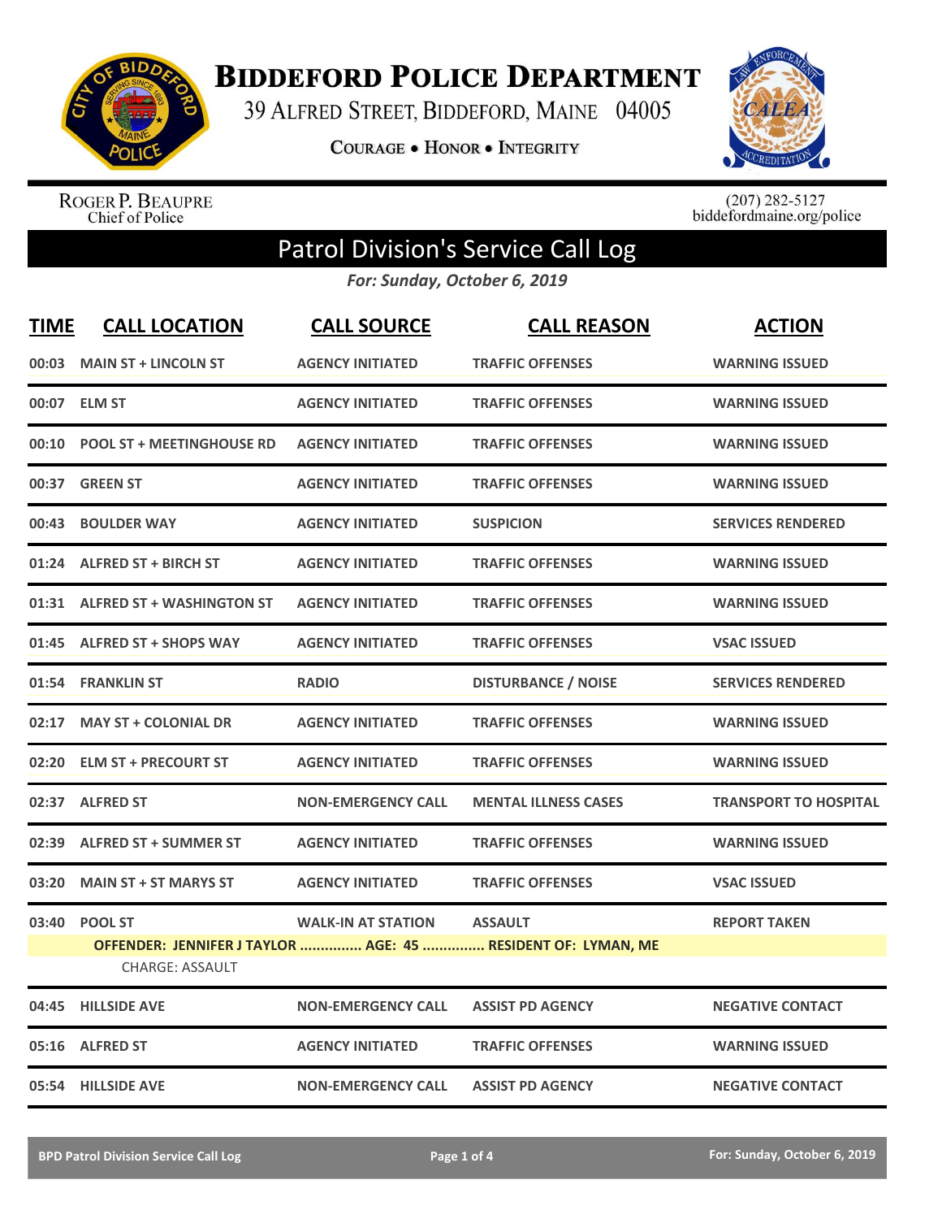# Biddeford Police Department

39 Alfred Street, Biddeford, Maine 04005

**Courage • Honor • Integrity**

Roger P. Beaupre
Chief of Police

(207) 282-5127
biddefordmaine.org/police

## Patrol Division's Service Call Log

*For: Sunday, October 6, 2019*

| TIME | CALL LOCATION | CALL SOURCE | CALL REASON | ACTION |
|---|---|---|---|---|
| 00:03 | MAIN ST + LINCOLN ST | AGENCY INITIATED | TRAFFIC OFFENSES | WARNING ISSUED |
| 00:07 | ELM ST | AGENCY INITIATED | TRAFFIC OFFENSES | WARNING ISSUED |
| 00:10 | POOL ST + MEETINGHOUSE RD | AGENCY INITIATED | TRAFFIC OFFENSES | WARNING ISSUED |
| 00:37 | GREEN ST | AGENCY INITIATED | TRAFFIC OFFENSES | WARNING ISSUED |
| 00:43 | BOULDER WAY | AGENCY INITIATED | SUSPICION | SERVICES RENDERED |
| 01:24 | ALFRED ST + BIRCH ST | AGENCY INITIATED | TRAFFIC OFFENSES | WARNING ISSUED |
| 01:31 | ALFRED ST + WASHINGTON ST | AGENCY INITIATED | TRAFFIC OFFENSES | WARNING ISSUED |
| 01:45 | ALFRED ST + SHOPS WAY | AGENCY INITIATED | TRAFFIC OFFENSES | VSAC ISSUED |
| 01:54 | FRANKLIN ST | RADIO | DISTURBANCE / NOISE | SERVICES RENDERED |
| 02:17 | MAY ST + COLONIAL DR | AGENCY INITIATED | TRAFFIC OFFENSES | WARNING ISSUED |
| 02:20 | ELM ST + PRECOURT ST | AGENCY INITIATED | TRAFFIC OFFENSES | WARNING ISSUED |
| 02:37 | ALFRED ST | NON-EMERGENCY CALL | MENTAL ILLNESS CASES | TRANSPORT TO HOSPITAL |
| 02:39 | ALFRED ST + SUMMER ST | AGENCY INITIATED | TRAFFIC OFFENSES | WARNING ISSUED |
| 03:20 | MAIN ST + ST MARYS ST | AGENCY INITIATED | TRAFFIC OFFENSES | VSAC ISSUED |
| 03:40 | POOL ST | WALK-IN AT STATION | ASSAULT | REPORT TAKEN |
| | OFFENDER: JENNIFER J TAYLOR ............... AGE: 45 ............... RESIDENT OF: LYMAN, ME | | | |
| | CHARGE: ASSAULT | | | |
| 04:45 | HILLSIDE AVE | NON-EMERGENCY CALL | ASSIST PD AGENCY | NEGATIVE CONTACT |
| 05:16 | ALFRED ST | AGENCY INITIATED | TRAFFIC OFFENSES | WARNING ISSUED |
| 05:54 | HILLSIDE AVE | NON-EMERGENCY CALL | ASSIST PD AGENCY | NEGATIVE CONTACT |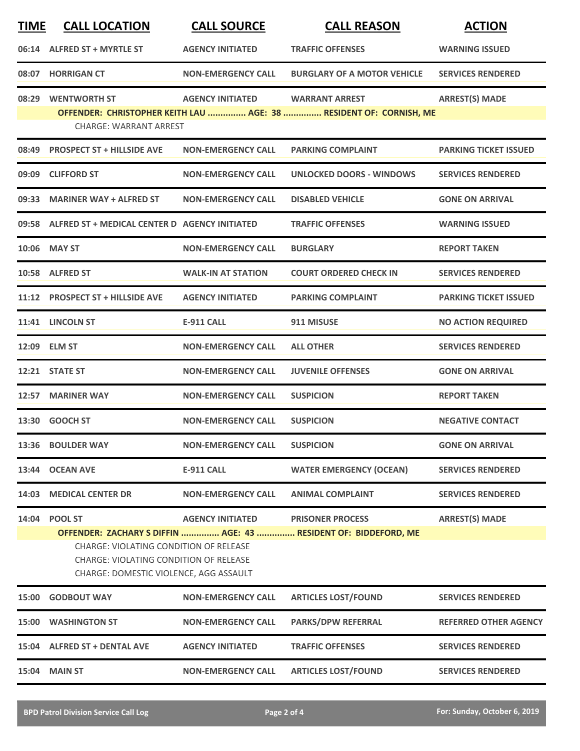| TIME | CALL LOCATION | CALL SOURCE | CALL REASON | ACTION |
|---|---|---|---|---|
| 06:14 | ALFRED ST + MYRTLE ST | AGENCY INITIATED | TRAFFIC OFFENSES | WARNING ISSUED |
| 08:07 | HORRIGAN CT | NON-EMERGENCY CALL | BURGLARY OF A MOTOR VEHICLE | SERVICES RENDERED |
| 08:29 | WENTWORTH ST | AGENCY INITIATED | WARRANT ARREST | ARREST(S) MADE |

**OFFENDER: CHRISTOPHER KEITH LAU ............... AGE: 38 ............... RESIDENT OF: CORNISH, ME**

CHARGE: WARRANT ARREST

| TIME | CALL LOCATION | CALL SOURCE | CALL REASON | ACTION |
|---|---|---|---|---|
| 08:49 | PROSPECT ST + HILLSIDE AVE | NON-EMERGENCY CALL | PARKING COMPLAINT | PARKING TICKET ISSUED |
| 09:09 | CLIFFORD ST | NON-EMERGENCY CALL | UNLOCKED DOORS - WINDOWS | SERVICES RENDERED |
| 09:33 | MARINER WAY + ALFRED ST | NON-EMERGENCY CALL | DISABLED VEHICLE | GONE ON ARRIVAL |
| 09:58 | ALFRED ST + MEDICAL CENTER D | AGENCY INITIATED | TRAFFIC OFFENSES | WARNING ISSUED |
| 10:06 | MAY ST | NON-EMERGENCY CALL | BURGLARY | REPORT TAKEN |
| 10:58 | ALFRED ST | WALK-IN AT STATION | COURT ORDERED CHECK IN | SERVICES RENDERED |
| 11:12 | PROSPECT ST + HILLSIDE AVE | AGENCY INITIATED | PARKING COMPLAINT | PARKING TICKET ISSUED |
| 11:41 | LINCOLN ST | E-911 CALL | 911 MISUSE | NO ACTION REQUIRED |
| 12:09 | ELM ST | NON-EMERGENCY CALL | ALL OTHER | SERVICES RENDERED |
| 12:21 | STATE ST | NON-EMERGENCY CALL | JUVENILE OFFENSES | GONE ON ARRIVAL |
| 12:57 | MARINER WAY | NON-EMERGENCY CALL | SUSPICION | REPORT TAKEN |
| 13:30 | GOOCH ST | NON-EMERGENCY CALL | SUSPICION | NEGATIVE CONTACT |
| 13:36 | BOULDER WAY | NON-EMERGENCY CALL | SUSPICION | GONE ON ARRIVAL |
| 13:44 | OCEAN AVE | E-911 CALL | WATER EMERGENCY (OCEAN) | SERVICES RENDERED |
| 14:03 | MEDICAL CENTER DR | NON-EMERGENCY CALL | ANIMAL COMPLAINT | SERVICES RENDERED |
| 14:04 | POOL ST | AGENCY INITIATED | PRISONER PROCESS | ARREST(S) MADE |

**OFFENDER: ZACHARY S DIFFIN ............... AGE: 43 ............... RESIDENT OF: BIDDEFORD, ME**

CHARGE: VIOLATING CONDITION OF RELEASE
CHARGE: VIOLATING CONDITION OF RELEASE
CHARGE: DOMESTIC VIOLENCE, AGG ASSAULT

| TIME | CALL LOCATION | CALL SOURCE | CALL REASON | ACTION |
|---|---|---|---|---|
| 15:00 | GODBOUT WAY | NON-EMERGENCY CALL | ARTICLES LOST/FOUND | SERVICES RENDERED |
| 15:00 | WASHINGTON ST | NON-EMERGENCY CALL | PARKS/DPW REFERRAL | REFERRED OTHER AGENCY |
| 15:04 | ALFRED ST + DENTAL AVE | AGENCY INITIATED | TRAFFIC OFFENSES | SERVICES RENDERED |
| 15:04 | MAIN ST | NON-EMERGENCY CALL | ARTICLES LOST/FOUND | SERVICES RENDERED |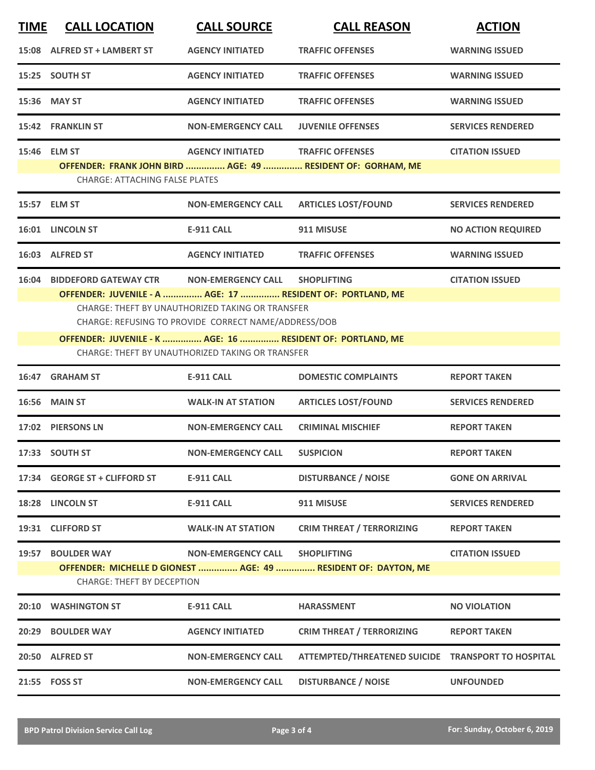| TIME | CALL LOCATION | CALL SOURCE | CALL REASON | ACTION |
|---|---|---|---|---|
| 15:08 | ALFRED ST + LAMBERT ST | AGENCY INITIATED | TRAFFIC OFFENSES | WARNING ISSUED |
| 15:25 | SOUTH ST | AGENCY INITIATED | TRAFFIC OFFENSES | WARNING ISSUED |
| 15:36 | MAY ST | AGENCY INITIATED | TRAFFIC OFFENSES | WARNING ISSUED |
| 15:42 | FRANKLIN ST | NON-EMERGENCY CALL | JUVENILE OFFENSES | SERVICES RENDERED |
| 15:46 | ELM ST | AGENCY INITIATED | TRAFFIC OFFENSES | CITATION ISSUED |
| | **OFFENDER: FRANK JOHN BIRD ............... AGE: 49 ............... RESIDENT OF: GORHAM, ME** | | | |
| | CHARGE: ATTACHING FALSE PLATES | | | |
| 15:57 | ELM ST | NON-EMERGENCY CALL | ARTICLES LOST/FOUND | SERVICES RENDERED |
| 16:01 | LINCOLN ST | E-911 CALL | 911 MISUSE | NO ACTION REQUIRED |
| 16:03 | ALFRED ST | AGENCY INITIATED | TRAFFIC OFFENSES | WARNING ISSUED |
| 16:04 | BIDDEFORD GATEWAY CTR | NON-EMERGENCY CALL | SHOPLIFTING | CITATION ISSUED |
| | **OFFENDER: JUVENILE - A ............... AGE: 17 ............... RESIDENT OF: PORTLAND, ME** | | | |
| | CHARGE: THEFT BY UNAUTHORIZED TAKING OR TRANSFER | | | |
| | CHARGE: REFUSING TO PROVIDE CORRECT NAME/ADDRESS/DOB | | | |
| | **OFFENDER: JUVENILE - K ............... AGE: 16 ............... RESIDENT OF: PORTLAND, ME** | | | |
| | CHARGE: THEFT BY UNAUTHORIZED TAKING OR TRANSFER | | | |
| 16:47 | GRAHAM ST | E-911 CALL | DOMESTIC COMPLAINTS | REPORT TAKEN |
| 16:56 | MAIN ST | WALK-IN AT STATION | ARTICLES LOST/FOUND | SERVICES RENDERED |
| 17:02 | PIERSONS LN | NON-EMERGENCY CALL | CRIMINAL MISCHIEF | REPORT TAKEN |
| 17:33 | SOUTH ST | NON-EMERGENCY CALL | SUSPICION | REPORT TAKEN |
| 17:34 | GEORGE ST + CLIFFORD ST | E-911 CALL | DISTURBANCE / NOISE | GONE ON ARRIVAL |
| 18:28 | LINCOLN ST | E-911 CALL | 911 MISUSE | SERVICES RENDERED |
| 19:31 | CLIFFORD ST | WALK-IN AT STATION | CRIM THREAT / TERRORIZING | REPORT TAKEN |
| 19:57 | BOULDER WAY | NON-EMERGENCY CALL | SHOPLIFTING | CITATION ISSUED |
| | **OFFENDER: MICHELLE D GIONEST ............... AGE: 49 ............... RESIDENT OF: DAYTON, ME** | | | |
| | CHARGE: THEFT BY DECEPTION | | | |
| 20:10 | WASHINGTON ST | E-911 CALL | HARASSMENT | NO VIOLATION |
| 20:29 | BOULDER WAY | AGENCY INITIATED | CRIM THREAT / TERRORIZING | REPORT TAKEN |
| 20:50 | ALFRED ST | NON-EMERGENCY CALL | ATTEMPTED/THREATENED SUICIDE | TRANSPORT TO HOSPITAL |
| 21:55 | FOSS ST | NON-EMERGENCY CALL | DISTURBANCE / NOISE | UNFOUNDED |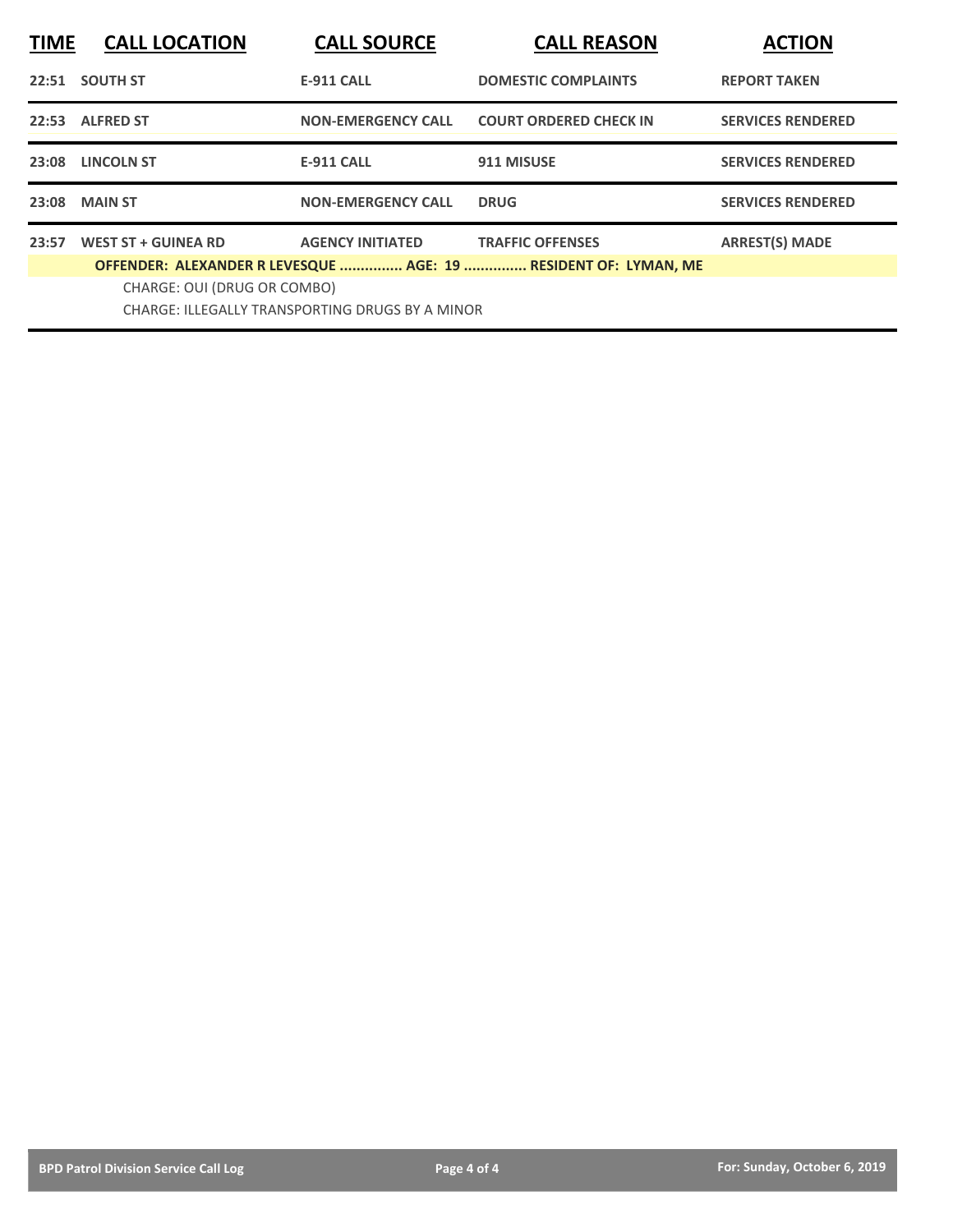| TIME | CALL LOCATION | CALL SOURCE | CALL REASON | ACTION |
|---|---|---|---|---|
| 22:51 | SOUTH ST | E-911 CALL | DOMESTIC COMPLAINTS | REPORT TAKEN |
| 22:53 | ALFRED ST | NON-EMERGENCY CALL | COURT ORDERED CHECK IN | SERVICES RENDERED |
| 23:08 | LINCOLN ST | E-911 CALL | 911 MISUSE | SERVICES RENDERED |
| 23:08 | MAIN ST | NON-EMERGENCY CALL | DRUG | SERVICES RENDERED |
| 23:57 | WEST ST + GUINEA RD | AGENCY INITIATED | TRAFFIC OFFENSES | ARREST(S) MADE |

**OFFENDER: ALEXANDER R LEVESQUE ............... AGE: 19 ............... RESIDENT OF: LYMAN, ME**

CHARGE: OUI (DRUG OR COMBO)

CHARGE: ILLEGALLY TRANSPORTING DRUGS BY A MINOR